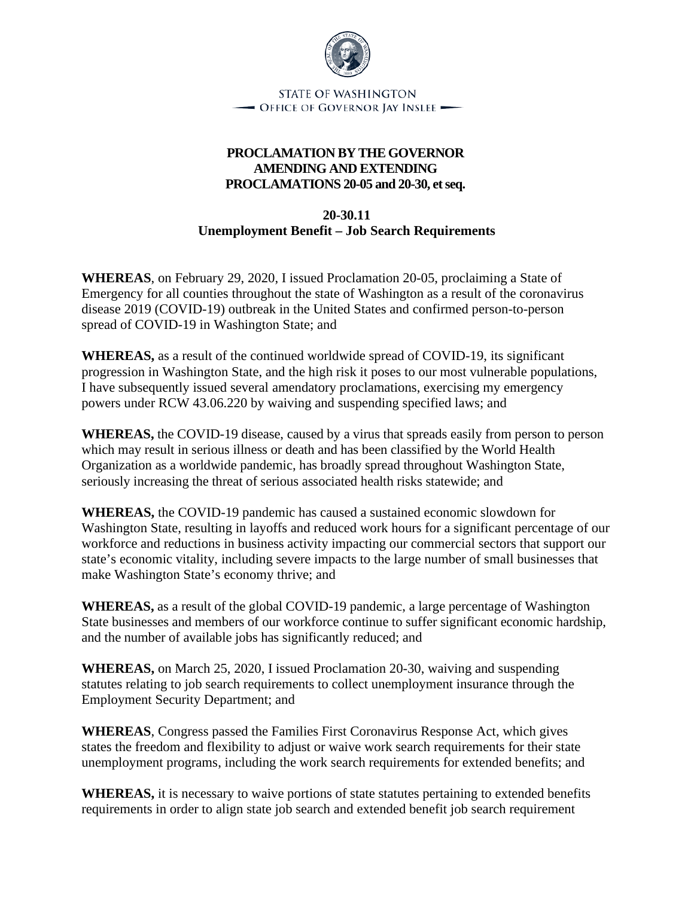STATE OF WASHINGTON
OFFICE OF GOVERNOR JAY INSLEE

**PROCLAMATION BY THE GOVERNOR AMENDING AND EXTENDING PROCLAMATIONS 20-05 and 20-30, et seq.**

**20-30.11**
**Unemployment Benefit – Job Search Requirements**

**WHEREAS**, on February 29, 2020, I issued Proclamation 20-05, proclaiming a State of Emergency for all counties throughout the state of Washington as a result of the coronavirus disease 2019 (COVID-19) outbreak in the United States and confirmed person-to-person spread of COVID-19 in Washington State; and

**WHEREAS,** as a result of the continued worldwide spread of COVID-19, its significant progression in Washington State, and the high risk it poses to our most vulnerable populations, I have subsequently issued several amendatory proclamations, exercising my emergency powers under RCW 43.06.220 by waiving and suspending specified laws; and

**WHEREAS,** the COVID-19 disease, caused by a virus that spreads easily from person to person which may result in serious illness or death and has been classified by the World Health Organization as a worldwide pandemic, has broadly spread throughout Washington State, seriously increasing the threat of serious associated health risks statewide; and

**WHEREAS,** the COVID-19 pandemic has caused a sustained economic slowdown for Washington State, resulting in layoffs and reduced work hours for a significant percentage of our workforce and reductions in business activity impacting our commercial sectors that support our state's economic vitality, including severe impacts to the large number of small businesses that make Washington State's economy thrive; and

**WHEREAS,** as a result of the global COVID-19 pandemic, a large percentage of Washington State businesses and members of our workforce continue to suffer significant economic hardship, and the number of available jobs has significantly reduced; and

**WHEREAS,** on March 25, 2020, I issued Proclamation 20-30, waiving and suspending statutes relating to job search requirements to collect unemployment insurance through the Employment Security Department; and

**WHEREAS**, Congress passed the Families First Coronavirus Response Act, which gives states the freedom and flexibility to adjust or waive work search requirements for their state unemployment programs, including the work search requirements for extended benefits; and

**WHEREAS,** it is necessary to waive portions of state statutes pertaining to extended benefits requirements in order to align state job search and extended benefit job search requirement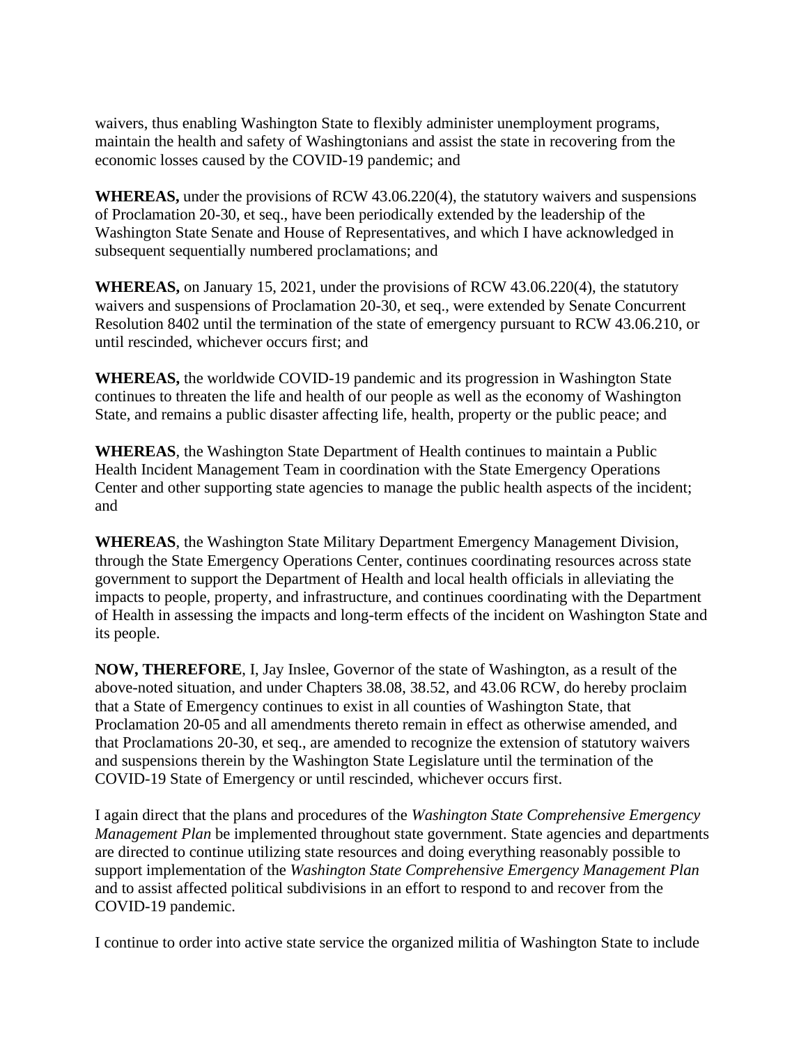waivers, thus enabling Washington State to flexibly administer unemployment programs, maintain the health and safety of Washingtonians and assist the state in recovering from the economic losses caused by the COVID-19 pandemic; and

**WHEREAS,** under the provisions of RCW 43.06.220(4), the statutory waivers and suspensions of Proclamation 20-30, et seq., have been periodically extended by the leadership of the Washington State Senate and House of Representatives, and which I have acknowledged in subsequent sequentially numbered proclamations; and

**WHEREAS,** on January 15, 2021, under the provisions of RCW 43.06.220(4), the statutory waivers and suspensions of Proclamation 20-30, et seq., were extended by Senate Concurrent Resolution 8402 until the termination of the state of emergency pursuant to RCW 43.06.210, or until rescinded, whichever occurs first; and

**WHEREAS,** the worldwide COVID-19 pandemic and its progression in Washington State continues to threaten the life and health of our people as well as the economy of Washington State, and remains a public disaster affecting life, health, property or the public peace; and

**WHEREAS**, the Washington State Department of Health continues to maintain a Public Health Incident Management Team in coordination with the State Emergency Operations Center and other supporting state agencies to manage the public health aspects of the incident; and

**WHEREAS**, the Washington State Military Department Emergency Management Division, through the State Emergency Operations Center, continues coordinating resources across state government to support the Department of Health and local health officials in alleviating the impacts to people, property, and infrastructure, and continues coordinating with the Department of Health in assessing the impacts and long-term effects of the incident on Washington State and its people.

**NOW, THEREFORE**, I, Jay Inslee, Governor of the state of Washington, as a result of the above-noted situation, and under Chapters 38.08, 38.52, and 43.06 RCW, do hereby proclaim that a State of Emergency continues to exist in all counties of Washington State, that Proclamation 20-05 and all amendments thereto remain in effect as otherwise amended, and that Proclamations 20-30, et seq., are amended to recognize the extension of statutory waivers and suspensions therein by the Washington State Legislature until the termination of the COVID-19 State of Emergency or until rescinded, whichever occurs first.

I again direct that the plans and procedures of the *Washington State Comprehensive Emergency Management Plan* be implemented throughout state government. State agencies and departments are directed to continue utilizing state resources and doing everything reasonably possible to support implementation of the *Washington State Comprehensive Emergency Management Plan* and to assist affected political subdivisions in an effort to respond to and recover from the COVID-19 pandemic.

I continue to order into active state service the organized militia of Washington State to include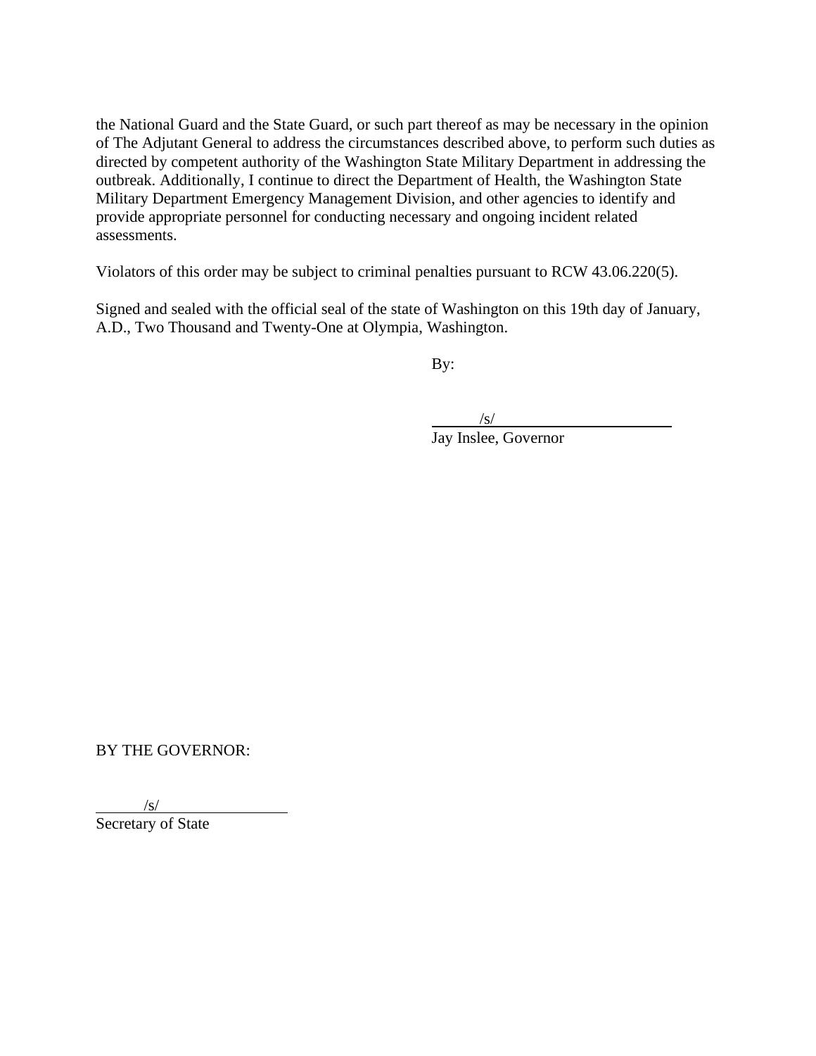the National Guard and the State Guard, or such part thereof as may be necessary in the opinion of The Adjutant General to address the circumstances described above, to perform such duties as directed by competent authority of the Washington State Military Department in addressing the outbreak. Additionally, I continue to direct the Department of Health, the Washington State Military Department Emergency Management Division, and other agencies to identify and provide appropriate personnel for conducting necessary and ongoing incident related assessments.

Violators of this order may be subject to criminal penalties pursuant to RCW 43.06.220(5).

Signed and sealed with the official seal of the state of Washington on this 19th day of January, A.D., Two Thousand and Twenty-One at Olympia, Washington.

By:

/s/
Jay Inslee, Governor

BY THE GOVERNOR:

/s/
Secretary of State